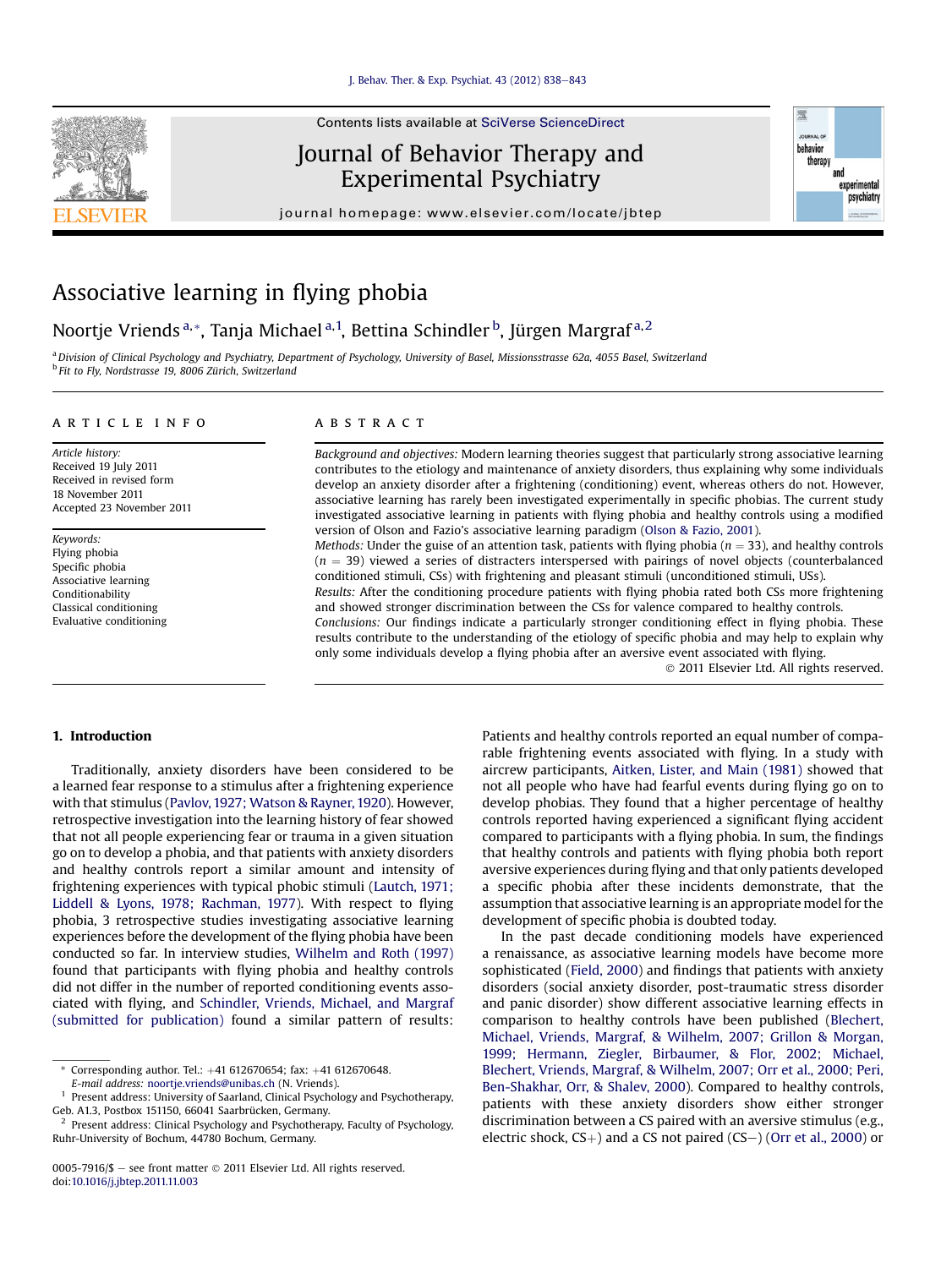# Associative learning in flying phobia

Noortje Vriends[a,*], Tanja Michael[a,1], Bettina Schindler[b], Jürgen Margraf[a,2]

[a] Division of Clinical Psychology and Psychiatry, Department of Psychology, University of Basel, Missionsstrasse 62a, 4055 Basel, Switzerland

[b] Fit to Fly, Nordstrasse 19, 8006 Zürich, Switzerland

**ARTICLE INFO**

*Article history:*
Received 19 July 2011
Received in revised form 18 November 2011
Accepted 23 November 2011

*Keywords:*
Flying phobia
Specific phobia
Associative learning
Conditionability
Classical conditioning
Evaluative conditioning

**ABSTRACT**

*Background and objectives:* Modern learning theories suggest that particularly strong associative learning contributes to the etiology and maintenance of anxiety disorders, thus explaining why some individuals develop an anxiety disorder after a frightening (conditioning) event, whereas others do not. However, associative learning has rarely been investigated experimentally in specific phobias. The current study investigated associative learning in patients with flying phobia and healthy controls using a modified version of Olson and Fazio's associative learning paradigm (Olson & Fazio, 2001).

*Methods:* Under the guise of an attention task, patients with flying phobia ($n = 33$), and healthy controls ($n = 39$) viewed a series of distracters interspersed with pairings of novel objects (counterbalanced conditioned stimuli, CSs) with frightening and pleasant stimuli (unconditioned stimuli, USs).

*Results:* After the conditioning procedure patients with flying phobia rated both CSs more frightening and showed stronger discrimination between the CSs for valence compared to healthy controls.

*Conclusions:* Our findings indicate a particularly stronger conditioning effect in flying phobia. These results contribute to the understanding of the etiology of specific phobia and may help to explain why only some individuals develop a flying phobia after an aversive event associated with flying.

© 2011 Elsevier Ltd. All rights reserved.

## 1. Introduction

Traditionally, anxiety disorders have been considered to be a learned fear response to a stimulus after a frightening experience with that stimulus (Pavlov, 1927; Watson & Rayner, 1920). However, retrospective investigation into the learning history of fear showed that not all people experiencing fear or trauma in a given situation go on to develop a phobia, and that patients with anxiety disorders and healthy controls report a similar amount and intensity of frightening experiences with typical phobic stimuli (Lautch, 1971; Liddell & Lyons, 1978; Rachman, 1977). With respect to flying phobia, 3 retrospective studies investigating associative learning experiences before the development of the flying phobia have been conducted so far. In interview studies, Wilhelm and Roth (1997) found that participants with flying phobia and healthy controls did not differ in the number of reported conditioning events associated with flying, and Schindler, Vriends, Michael, and Margraf (submitted for publication) found a similar pattern of results: Patients and healthy controls reported an equal number of comparable frightening events associated with flying. In a study with aircrew participants, Aitken, Lister, and Main (1981) showed that not all people who have had fearful events during flying go on to develop phobias. They found that a higher percentage of healthy controls reported having experienced a significant flying accident compared to participants with a flying phobia. In sum, the findings that healthy controls and patients with flying phobia both report aversive experiences during flying and that only patients developed a specific phobia after these incidents demonstrate, that the assumption that associative learning is an appropriate model for the development of specific phobia is doubted today.

In the past decade conditioning models have experienced a renaissance, as associative learning models have become more sophisticated (Field, 2000) and findings that patients with anxiety disorders (social anxiety disorder, post-traumatic stress disorder and panic disorder) show different associative learning effects in comparison to healthy controls have been published (Blechert, Michael, Vriends, Margraf, & Wilhelm, 2007; Grillon & Morgan, 1999; Hermann, Ziegler, Birbaumer, & Flor, 2002; Michael, Blechert, Vriends, Margraf, & Wilhelm, 2007; Orr et al., 2000; Peri, Ben-Shakhar, Orr, & Shalev, 2000). Compared to healthy controls, patients with these anxiety disorders show either stronger discrimination between a CS paired with an aversive stimulus (e.g., electric shock, CS+) and a CS not paired (CS−) (Orr et al., 2000) or

---

* Corresponding author. Tel.: +41 612670654; fax: +41 612670648.
*E-mail address:* noortje.vriends@unibas.ch (N. Vriends).

1 Present address: University of Saarland, Clinical Psychology and Psychotherapy, Geb. A1.3, Postbox 151150, 66041 Saarbrücken, Germany.

2 Present address: Clinical Psychology and Psychotherapy, Faculty of Psychology, Ruhr-University of Bochum, 44780 Bochum, Germany.

0005-7916/$ – see front matter © 2011 Elsevier Ltd. All rights reserved.
doi:10.1016/j.jbtep.2011.11.003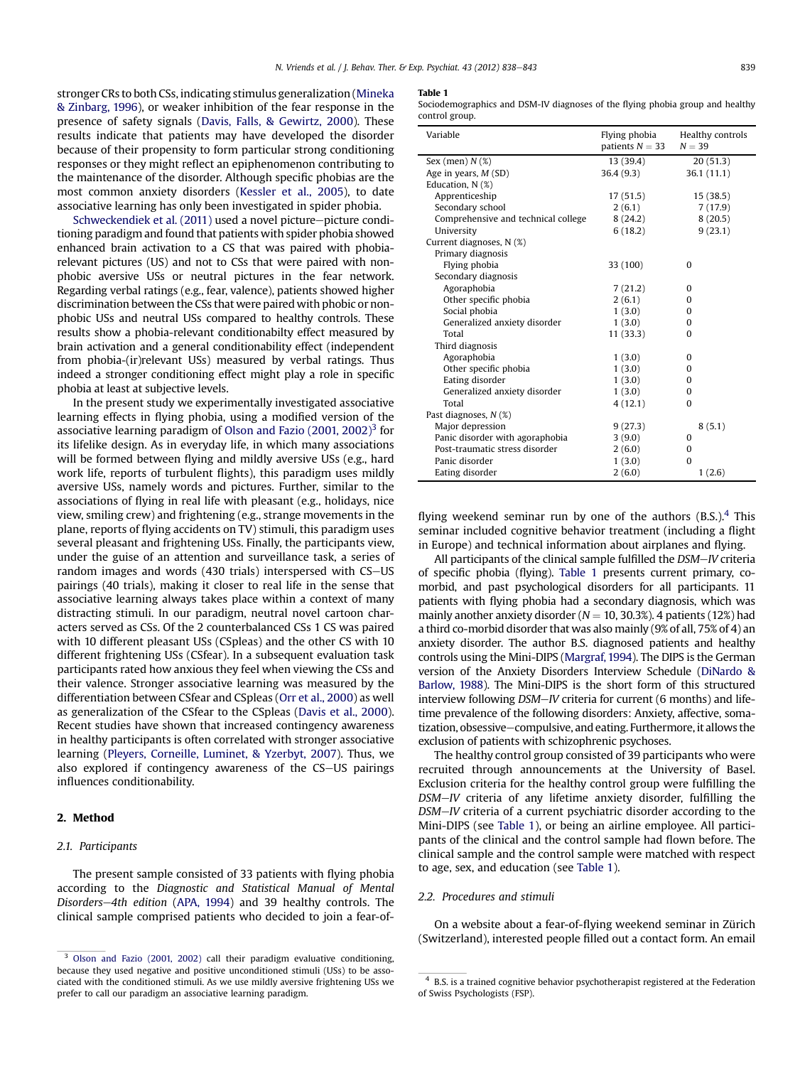stronger CRs to both CSs, indicating stimulus generalization (Mineka & Zinbarg, 1996), or weaker inhibition of the fear response in the presence of safety signals (Davis, Falls, & Gewirtz, 2000). These results indicate that patients may have developed the disorder because of their propensity to form particular strong conditioning responses or they might reflect an epiphenomenon contributing to the maintenance of the disorder. Although specific phobias are the most common anxiety disorders (Kessler et al., 2005), to date associative learning has only been investigated in spider phobia.

Schweckendiek et al. (2011) used a novel picture–picture conditioning paradigm and found that patients with spider phobia showed enhanced brain activation to a CS that was paired with phobia-relevant pictures (US) and not to CSs that were paired with non-phobic aversive USs or neutral pictures in the fear network. Regarding verbal ratings (e.g., fear, valence), patients showed higher discrimination between the CSs that were paired with phobic or non-phobic USs and neutral USs compared to healthy controls. These results show a phobia-relevant conditionabilty effect measured by brain activation and a general conditionability effect (independent from phobia-(ir)relevant USs) measured by verbal ratings. Thus indeed a stronger conditioning effect might play a role in specific phobia at least at subjective levels.

In the present study we experimentally investigated associative learning effects in flying phobia, using a modified version of the associative learning paradigm of Olson and Fazio (2001, 2002)[3] for its lifelike design. As in everyday life, in which many associations will be formed between flying and mildly aversive USs (e.g., hard work life, reports of turbulent flights), this paradigm uses mildly aversive USs, namely words and pictures. Further, similar to the associations of flying in real life with pleasant (e.g., holidays, nice view, smiling crew) and frightening (e.g., strange movements in the plane, reports of flying accidents on TV) stimuli, this paradigm uses several pleasant and frightening USs. Finally, the participants view, under the guise of an attention and surveillance task, a series of random images and words (430 trials) interspersed with CS–US pairings (40 trials), making it closer to real life in the sense that associative learning always takes place within a context of many distracting stimuli. In our paradigm, neutral novel cartoon characters served as CSs. Of the 2 counterbalanced CSs 1 CS was paired with 10 different pleasant USs (CSpleas) and the other CS with 10 different frightening USs (CSfear). In a subsequent evaluation task participants rated how anxious they feel when viewing the CSs and their valence. Stronger associative learning was measured by the differentiation between CSfear and CSpleas (Orr et al., 2000) as well as generalization of the CSfear to the CSpleas (Davis et al., 2000). Recent studies have shown that increased contingency awareness in healthy participants is often correlated with stronger associative learning (Pleyers, Corneille, Luminet, & Yzerbyt, 2007). Thus, we also explored if contingency awareness of the CS–US pairings influences conditionability.

## 2. Method

### 2.1. Participants

The present sample consisted of 33 patients with flying phobia according to the *Diagnostic and Statistical Manual of Mental Disorders–4th edition* (APA, 1994) and 39 healthy controls. The clinical sample comprised patients who decided to join a fear-of-flying weekend seminar run by one of the authors (B.S.).[4] This seminar included cognitive behavior treatment (including a flight in Europe) and technical information about airplanes and flying.

**Table 1**
Sociodemographics and DSM-IV diagnoses of the flying phobia group and healthy control group.

| Variable | Flying phobia patients N = 33 | Healthy controls N = 39 |
|---|---|---|
| Sex (men) N (%) | 13 (39.4) | 20 (51.3) |
| Age in years, M (SD) | 36.4 (9.3) | 36.1 (11.1) |
| Education, N (%) | | |
| Apprenticeship | 17 (51.5) | 15 (38.5) |
| Secondary school | 2 (6.1) | 7 (17.9) |
| Comprehensive and technical college | 8 (24.2) | 8 (20.5) |
| University | 6 (18.2) | 9 (23.1) |
| Current diagnoses, N (%) | | |
| Primary diagnosis | | |
| Flying phobia | 33 (100) | 0 |
| Secondary diagnosis | | |
| Agoraphobia | 7 (21.2) | 0 |
| Other specific phobia | 2 (6.1) | 0 |
| Social phobia | 1 (3.0) | 0 |
| Generalized anxiety disorder | 1 (3.0) | 0 |
| Total | 11 (33.3) | 0 |
| Third diagnosis | | |
| Agoraphobia | 1 (3.0) | 0 |
| Other specific phobia | 1 (3.0) | 0 |
| Eating disorder | 1 (3.0) | 0 |
| Generalized anxiety disorder | 1 (3.0) | 0 |
| Total | 4 (12.1) | 0 |
| Past diagnoses, N (%) | | |
| Major depression | 9 (27.3) | 8 (5.1) |
| Panic disorder with agoraphobia | 3 (9.0) | 0 |
| Post-traumatic stress disorder | 2 (6.0) | 0 |
| Panic disorder | 1 (3.0) | 0 |
| Eating disorder | 2 (6.0) | 1 (2.6) |

All participants of the clinical sample fulfilled the *DSM–IV* criteria of specific phobia (flying). Table 1 presents current primary, co-morbid, and past psychological disorders for all participants. 11 patients with flying phobia had a secondary diagnosis, which was mainly another anxiety disorder ($N = 10$, 30.3%). 4 patients (12%) had a third co-morbid disorder that was also mainly (9% of all, 75% of 4) an anxiety disorder. The author B.S. diagnosed patients and healthy controls using the Mini-DIPS (Margraf, 1994). The DIPS is the German version of the Anxiety Disorders Interview Schedule (DiNardo & Barlow, 1988). The Mini-DIPS is the short form of this structured interview following *DSM–IV* criteria for current (6 months) and lifetime prevalence of the following disorders: Anxiety, affective, somatization, obsessive–compulsive, and eating. Furthermore, it allows the exclusion of patients with schizophrenic psychoses.

The healthy control group consisted of 39 participants who were recruited through announcements at the University of Basel. Exclusion criteria for the healthy control group were fulfilling the *DSM–IV* criteria of any lifetime anxiety disorder, fulfilling the *DSM–IV* criteria of a current psychiatric disorder according to the Mini-DIPS (see Table 1), or being an airline employee. All participants of the clinical and the control sample had flown before. The clinical sample and the control sample were matched with respect to age, sex, and education (see Table 1).

### 2.2. Procedures and stimuli

On a website about a fear-of-flying weekend seminar in Zürich (Switzerland), interested people filled out a contact form. An email

[3] Olson and Fazio (2001, 2002) call their paradigm evaluative conditioning, because they used negative and positive unconditioned stimuli (USs) to be associated with the conditioned stimuli. As we use mildly aversive frightening USs we prefer to call our paradigm an associative learning paradigm.

[4] B.S. is a trained cognitive behavior psychotherapist registered at the Federation of Swiss Psychologists (FSP).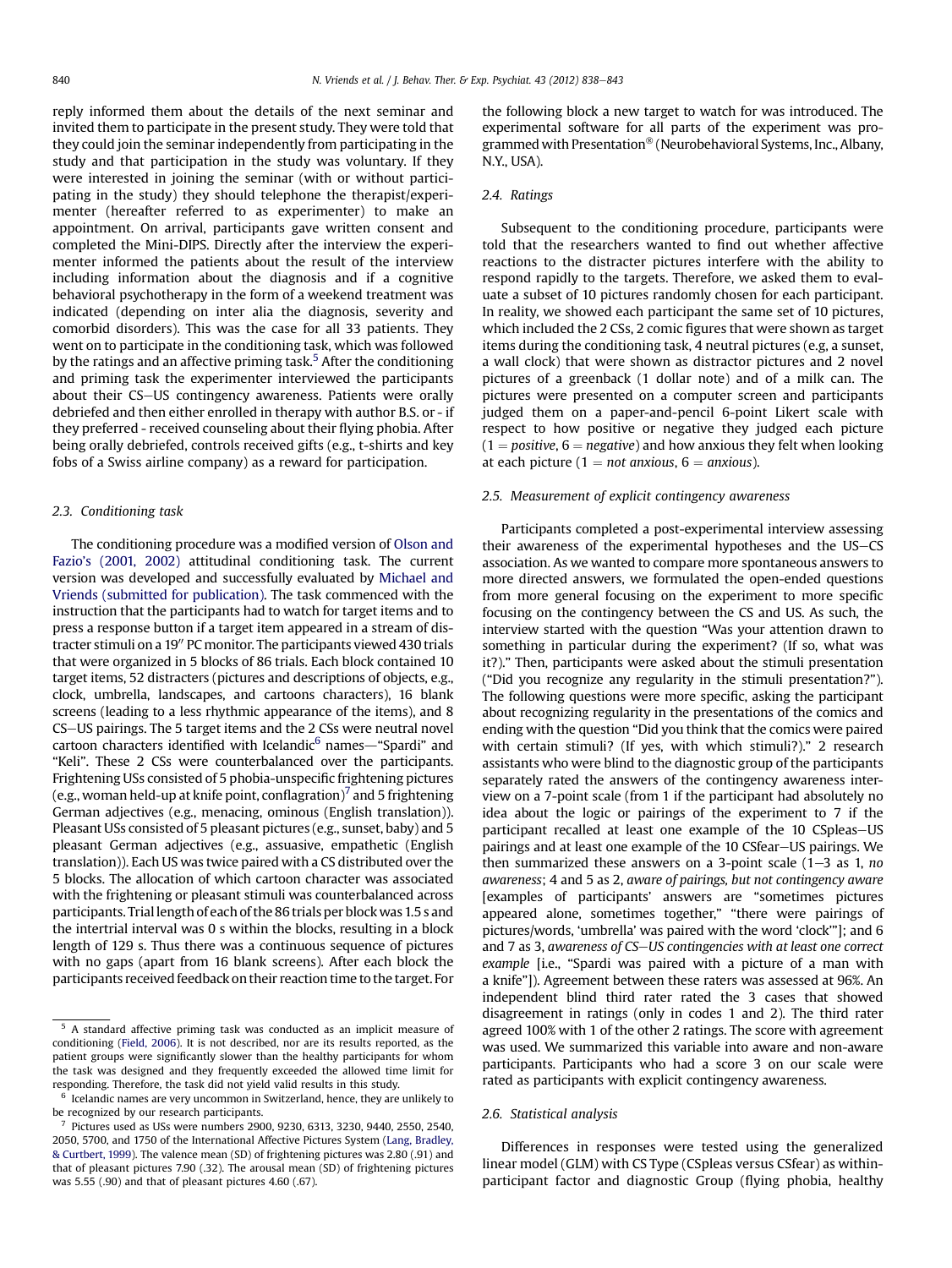reply informed them about the details of the next seminar and invited them to participate in the present study. They were told that they could join the seminar independently from participating in the study and that participation in the study was voluntary. If they were interested in joining the seminar (with or without participating in the study) they should telephone the therapist/experimenter (hereafter referred to as experimenter) to make an appointment. On arrival, participants gave written consent and completed the Mini-DIPS. Directly after the interview the experimenter informed the patients about the result of the interview including information about the diagnosis and if a cognitive behavioral psychotherapy in the form of a weekend treatment was indicated (depending on inter alia the diagnosis, severity and comorbid disorders). This was the case for all 33 patients. They went on to participate in the conditioning task, which was followed by the ratings and an affective priming task.[5] After the conditioning and priming task the experimenter interviewed the participants about their CS–US contingency awareness. Patients were orally debriefed and then either enrolled in therapy with author B.S. or - if they preferred - received counseling about their flying phobia. After being orally debriefed, controls received gifts (e.g., t-shirts and key fobs of a Swiss airline company) as a reward for participation.

### 2.3. Conditioning task

The conditioning procedure was a modified version of Olson and Fazio's (2001, 2002) attitudinal conditioning task. The current version was developed and successfully evaluated by Michael and Vriends (submitted for publication). The task commenced with the instruction that the participants had to watch for target items and to press a response button if a target item appeared in a stream of distracter stimuli on a 19″ PC monitor. The participants viewed 430 trials that were organized in 5 blocks of 86 trials. Each block contained 10 target items, 52 distracters (pictures and descriptions of objects, e.g., clock, umbrella, landscapes, and cartoons characters), 16 blank screens (leading to a less rhythmic appearance of the items), and 8 CS–US pairings. The 5 target items and the 2 CSs were neutral novel cartoon characters identified with Icelandic[6] names—"Spardi" and "Keli". These 2 CSs were counterbalanced over the participants. Frightening USs consisted of 5 phobia-unspecific frightening pictures (e.g., woman held-up at knife point, conflagration)[7] and 5 frightening German adjectives (e.g., menacing, ominous (English translation)). Pleasant USs consisted of 5 pleasant pictures (e.g., sunset, baby) and 5 pleasant German adjectives (e.g., assuasive, empathetic (English translation)). Each US was twice paired with a CS distributed over the 5 blocks. The allocation of which cartoon character was associated with the frightening or pleasant stimuli was counterbalanced across participants. Trial length of each of the 86 trials per block was 1.5 s and the intertrial interval was 0 s within the blocks, resulting in a block length of 129 s. Thus there was a continuous sequence of pictures with no gaps (apart from 16 blank screens). After each block the participants received feedback on their reaction time to the target. For the following block a new target to watch for was introduced. The experimental software for all parts of the experiment was programmed with Presentation® (Neurobehavioral Systems, Inc., Albany, N.Y., USA).

### 2.4. Ratings

Subsequent to the conditioning procedure, participants were told that the researchers wanted to find out whether affective reactions to the distracter pictures interfere with the ability to respond rapidly to the targets. Therefore, we asked them to evaluate a subset of 10 pictures randomly chosen for each participant. In reality, we showed each participant the same set of 10 pictures, which included the 2 CSs, 2 comic figures that were shown as target items during the conditioning task, 4 neutral pictures (e.g, a sunset, a wall clock) that were shown as distractor pictures and 2 novel pictures of a greenback (1 dollar note) and of a milk can. The pictures were presented on a computer screen and participants judged them on a paper-and-pencil 6-point Likert scale with respect to how positive or negative they judged each picture (1 = *positive*, 6 = *negative*) and how anxious they felt when looking at each picture (1 = *not anxious*, 6 = *anxious*).

### 2.5. Measurement of explicit contingency awareness

Participants completed a post-experimental interview assessing their awareness of the experimental hypotheses and the US–CS association. As we wanted to compare more spontaneous answers to more directed answers, we formulated the open-ended questions from more general focusing on the experiment to more specific focusing on the contingency between the CS and US. As such, the interview started with the question "Was your attention drawn to something in particular during the experiment? (If so, what was it?)." Then, participants were asked about the stimuli presentation ("Did you recognize any regularity in the stimuli presentation?"). The following questions were more specific, asking the participant about recognizing regularity in the presentations of the comics and ending with the question "Did you think that the comics were paired with certain stimuli? (If yes, with which stimuli?)." 2 research assistants who were blind to the diagnostic group of the participants separately rated the answers of the contingency awareness interview on a 7-point scale (from 1 if the participant had absolutely no idea about the logic or pairings of the experiment to 7 if the participant recalled at least one example of the 10 CSpleas–US pairings and at least one example of the 10 CSfear–US pairings. We then summarized these answers on a 3-point scale (1–3 as 1, *no awareness*; 4 and 5 as 2, *aware of pairings, but not contingency aware* [examples of participants' answers are "sometimes pictures appeared alone, sometimes together," "there were pairings of pictures/words, 'umbrella' was paired with the word 'clock'"]; and 6 and 7 as 3, *awareness of CS–US contingencies with at least one correct example* [i.e., "Spardi was paired with a picture of a man with a knife"]). Agreement between these raters was assessed at 96%. An independent blind third rater rated the 3 cases that showed disagreement in ratings (only in codes 1 and 2). The third rater agreed 100% with 1 of the other 2 ratings. The score with agreement was used. We summarized this variable into aware and non-aware participants. Participants who had a score 3 on our scale were rated as participants with explicit contingency awareness.

### 2.6. Statistical analysis

Differences in responses were tested using the generalized linear model (GLM) with CS Type (CSpleas versus CSfear) as within-participant factor and diagnostic Group (flying phobia, healthy

---

[5] A standard affective priming task was conducted as an implicit measure of conditioning (Field, 2006). It is not described, nor are its results reported, as the patient groups were significantly slower than the healthy participants for whom the task was designed and they frequently exceeded the allowed time limit for responding. Therefore, the task did not yield valid results in this study.

[6] Icelandic names are very uncommon in Switzerland, hence, they are unlikely to be recognized by our research participants.

[7] Pictures used as USs were numbers 2900, 9230, 6313, 3230, 9440, 2550, 2540, 2050, 5700, and 1750 of the International Affective Pictures System (Lang, Bradley, & Curtbert, 1999). The valence mean (SD) of frightening pictures was 2.80 (.91) and that of pleasant pictures 7.90 (.32). The arousal mean (SD) of frightening pictures was 5.55 (.90) and that of pleasant pictures 4.60 (.67).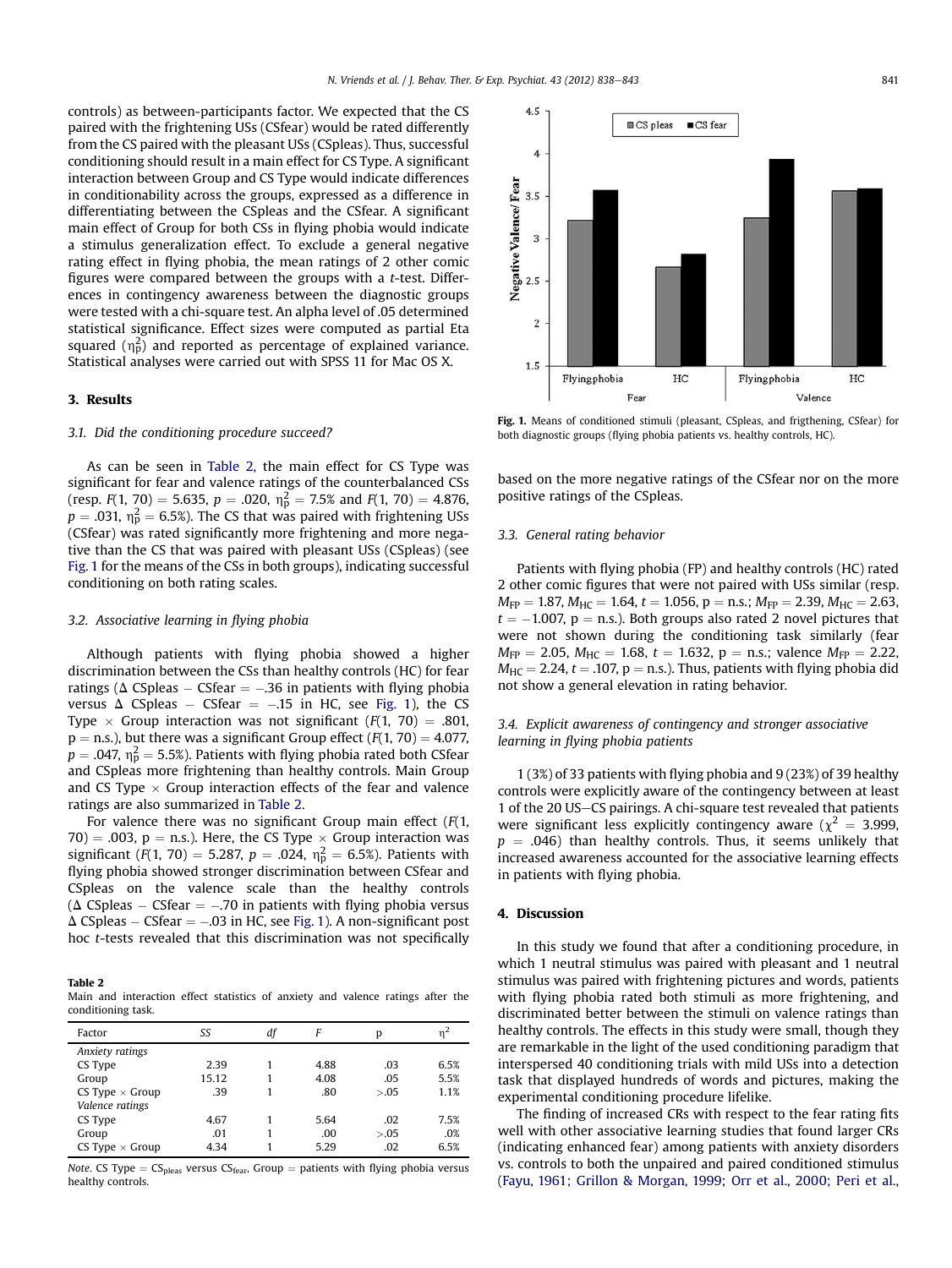controls) as between-participants factor. We expected that the CS paired with the frightening USs (CSfear) would be rated differently from the CS paired with the pleasant USs (CSpleas). Thus, successful conditioning should result in a main effect for CS Type. A significant interaction between Group and CS Type would indicate differences in conditionability across the groups, expressed as a difference in differentiating between the CSpleas and the CSfear. A significant main effect of Group for both CSs in flying phobia would indicate a stimulus generalization effect. To exclude a general negative rating effect in flying phobia, the mean ratings of 2 other comic figures were compared between the groups with a *t*-test. Differences in contingency awareness between the diagnostic groups were tested with a chi-square test. An alpha level of .05 determined statistical significance. Effect sizes were computed as partial Eta squared ($\eta^2_p$) and reported as percentage of explained variance. Statistical analyses were carried out with SPSS 11 for Mac OS X.

## 3. Results

### 3.1. Did the conditioning procedure succeed?

As can be seen in Table 2, the main effect for CS Type was significant for fear and valence ratings of the counterbalanced CSs (resp. $F(1, 70) = 5.635$, $p = .020$, $\eta^2_p = 7.5\%$ and $F(1, 70) = 4.876$, $p = .031$, $\eta^2_p = 6.5\%$). The CS that was paired with frightening USs (CSfear) was rated significantly more frightening and more negative than the CS that was paired with pleasant USs (CSpleas) (see Fig. 1 for the means of the CSs in both groups), indicating successful conditioning on both rating scales.

### 3.2. Associative learning in flying phobia

Although patients with flying phobia showed a higher discrimination between the CSs than healthy controls (HC) for fear ratings ($\Delta$ CSpleas − CSfear = −.36 in patients with flying phobia versus $\Delta$ CSpleas − CSfear = −.15 in HC, see Fig. 1), the CS Type × Group interaction was not significant ($F(1, 70) = .801$, p = n.s.), but there was a significant Group effect ($F(1, 70) = 4.077$, $p = .047$, $\eta^2_p = 5.5\%$). Patients with flying phobia rated both CSfear and CSpleas more frightening than healthy controls. Main Group and CS Type × Group interaction effects of the fear and valence ratings are also summarized in Table 2.

For valence there was no significant Group main effect ($F(1, 70) = .003$, p = n.s.). Here, the CS Type × Group interaction was significant ($F(1, 70) = 5.287$, $p = .024$, $\eta^2_p = 6.5\%$). Patients with flying phobia showed stronger discrimination between CSfear and CSpleas on the valence scale than the healthy controls ($\Delta$ CSpleas − CSfear = −.70 in patients with flying phobia versus $\Delta$ CSpleas − CSfear = −.03 in HC, see Fig. 1). A non-significant post hoc *t*-tests revealed that this discrimination was not specifically based on the more negative ratings of the CSfear nor on the more positive ratings of the CSpleas.

**Table 2**
Main and interaction effect statistics of anxiety and valence ratings after the conditioning task.

| Factor | SS | df | F | p | $\eta^2$ |
|---|---|---|---|---|---|
| *Anxiety ratings* | | | | | |
| CS Type | 2.39 | 1 | 4.88 | .03 | 6.5% |
| Group | 15.12 | 1 | 4.08 | .05 | 5.5% |
| CS Type × Group | .39 | 1 | .80 | >.05 | 1.1% |
| *Valence ratings* | | | | | |
| CS Type | 4.67 | 1 | 5.64 | .02 | 7.5% |
| Group | .01 | 1 | .00 | >.05 | .0% |
| CS Type × Group | 4.34 | 1 | 5.29 | .02 | 6.5% |

*Note.* CS Type = $CS_{pleas}$ versus $CS_{fear}$, Group = patients with flying phobia versus healthy controls.

**Fig. 1.** Means of conditioned stimuli (pleasant, CSpleas, and frigthening, CSfear) for both diagnostic groups (flying phobia patients vs. healthy controls, HC).

### 3.3. General rating behavior

Patients with flying phobia (FP) and healthy controls (HC) rated 2 other comic figures that were not paired with USs similar (resp. $M_{FP} = 1.87$, $M_{HC} = 1.64$, $t = 1.056$, p = n.s.; $M_{FP} = 2.39$, $M_{HC} = 2.63$, $t = -1.007$, p = n.s.). Both groups also rated 2 novel pictures that were not shown during the conditioning task similarly (fear $M_{FP} = 2.05$, $M_{HC} = 1.68$, $t = 1.632$, p = n.s.; valence $M_{FP} = 2.22$, $M_{HC} = 2.24$, $t = .107$, p = n.s.). Thus, patients with flying phobia did not show a general elevation in rating behavior.

### 3.4. Explicit awareness of contingency and stronger associative learning in flying phobia patients

1 (3%) of 33 patients with flying phobia and 9 (23%) of 39 healthy controls were explicitly aware of the contingency between at least 1 of the 20 US–CS pairings. A chi-square test revealed that patients were significant less explicitly contingency aware ($\chi^2 = 3.999$, $p = .046$) than healthy controls. Thus, it seems unlikely that increased awareness accounted for the associative learning effects in patients with flying phobia.

## 4. Discussion

In this study we found that after a conditioning procedure, in which 1 neutral stimulus was paired with pleasant and 1 neutral stimulus was paired with frightening pictures and words, patients with flying phobia rated both stimuli as more frightening, and discriminated better between the stimuli on valence ratings than healthy controls. The effects in this study were small, though they are remarkable in the light of the used conditioning paradigm that interspersed 40 conditioning trials with mild USs into a detection task that displayed hundreds of words and pictures, making the experimental conditioning procedure lifelike.

The finding of increased CRs with respect to the fear rating fits well with other associative learning studies that found larger CRs (indicating enhanced fear) among patients with anxiety disorders vs. controls to both the unpaired and paired conditioned stimulus (Fayu, 1961; Grillon & Morgan, 1999; Orr et al., 2000; Peri et al.,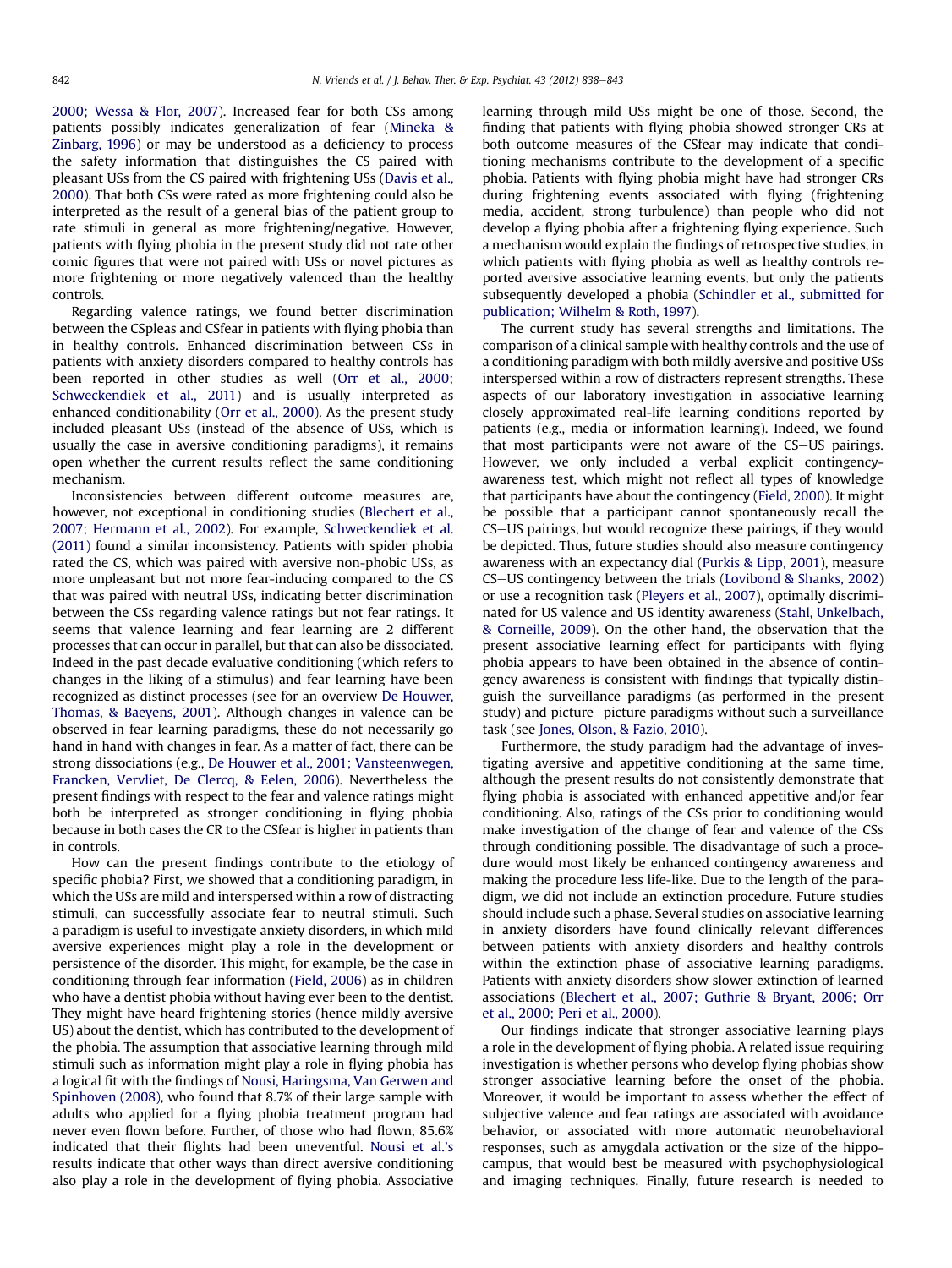2000; Wessa & Flor, 2007). Increased fear for both CSs among patients possibly indicates generalization of fear (Mineka & Zinbarg, 1996) or may be understood as a deficiency to process the safety information that distinguishes the CS paired with pleasant USs from the CS paired with frightening USs (Davis et al., 2000). That both CSs were rated as more frightening could also be interpreted as the result of a general bias of the patient group to rate stimuli in general as more frightening/negative. However, patients with flying phobia in the present study did not rate other comic figures that were not paired with USs or novel pictures as more frightening or more negatively valenced than the healthy controls.

Regarding valence ratings, we found better discrimination between the CSpleas and CSfear in patients with flying phobia than in healthy controls. Enhanced discrimination between CSs in patients with anxiety disorders compared to healthy controls has been reported in other studies as well (Orr et al., 2000; Schweckendiek et al., 2011) and is usually interpreted as enhanced conditionability (Orr et al., 2000). As the present study included pleasant USs (instead of the absence of USs, which is usually the case in aversive conditioning paradigms), it remains open whether the current results reflect the same conditioning mechanism.

Inconsistencies between different outcome measures are, however, not exceptional in conditioning studies (Blechert et al., 2007; Hermann et al., 2002). For example, Schweckendiek et al. (2011) found a similar inconsistency. Patients with spider phobia rated the CS, which was paired with aversive non-phobic USs, as more unpleasant but not more fear-inducing compared to the CS that was paired with neutral USs, indicating better discrimination between the CSs regarding valence ratings but not fear ratings. It seems that valence learning and fear learning are 2 different processes that can occur in parallel, but that can also be dissociated. Indeed in the past decade evaluative conditioning (which refers to changes in the liking of a stimulus) and fear learning have been recognized as distinct processes (see for an overview De Houwer, Thomas, & Baeyens, 2001). Although changes in valence can be observed in fear learning paradigms, these do not necessarily go hand in hand with changes in fear. As a matter of fact, there can be strong dissociations (e.g., De Houwer et al., 2001; Vansteenwegen, Francken, Vervliet, De Clercq, & Eelen, 2006). Nevertheless the present findings with respect to the fear and valence ratings might both be interpreted as stronger conditioning in flying phobia because in both cases the CR to the CSfear is higher in patients than in controls.

How can the present findings contribute to the etiology of specific phobia? First, we showed that a conditioning paradigm, in which the USs are mild and interspersed within a row of distracting stimuli, can successfully associate fear to neutral stimuli. Such a paradigm is useful to investigate anxiety disorders, in which mild aversive experiences might play a role in the development or persistence of the disorder. This might, for example, be the case in conditioning through fear information (Field, 2006) as in children who have a dentist phobia without having ever been to the dentist. They might have heard frightening stories (hence mildly aversive US) about the dentist, which has contributed to the development of the phobia. The assumption that associative learning through mild stimuli such as information might play a role in flying phobia has a logical fit with the findings of Nousi, Haringsma, Van Gerwen and Spinhoven (2008), who found that 8.7% of their large sample with adults who applied for a flying phobia treatment program had never even flown before. Further, of those who had flown, 85.6% indicated that their flights had been uneventful. Nousi et al.'s results indicate that other ways than direct aversive conditioning also play a role in the development of flying phobia. Associative learning through mild USs might be one of those. Second, the finding that patients with flying phobia showed stronger CRs at both outcome measures of the CSfear may indicate that conditioning mechanisms contribute to the development of a specific phobia. Patients with flying phobia might have had stronger CRs during frightening events associated with flying (frightening media, accident, strong turbulence) than people who did not develop a flying phobia after a frightening flying experience. Such a mechanism would explain the findings of retrospective studies, in which patients with flying phobia as well as healthy controls reported aversive associative learning events, but only the patients subsequently developed a phobia (Schindler et al., submitted for publication; Wilhelm & Roth, 1997).

The current study has several strengths and limitations. The comparison of a clinical sample with healthy controls and the use of a conditioning paradigm with both mildly aversive and positive USs interspersed within a row of distracters represent strengths. These aspects of our laboratory investigation in associative learning closely approximated real-life learning conditions reported by patients (e.g., media or information learning). Indeed, we found that most participants were not aware of the CS–US pairings. However, we only included a verbal explicit contingency-awareness test, which might not reflect all types of knowledge that participants have about the contingency (Field, 2000). It might be possible that a participant cannot spontaneously recall the CS–US pairings, but would recognize these pairings, if they would be depicted. Thus, future studies should also measure contingency awareness with an expectancy dial (Purkis & Lipp, 2001), measure CS–US contingency between the trials (Lovibond & Shanks, 2002) or use a recognition task (Pleyers et al., 2007), optimally discriminated for US valence and US identity awareness (Stahl, Unkelbach, & Corneille, 2009). On the other hand, the observation that the present associative learning effect for participants with flying phobia appears to have been obtained in the absence of contingency awareness is consistent with findings that typically distinguish the surveillance paradigms (as performed in the present study) and picture–picture paradigms without such a surveillance task (see Jones, Olson, & Fazio, 2010).

Furthermore, the study paradigm had the advantage of investigating aversive and appetitive conditioning at the same time, although the present results do not consistently demonstrate that flying phobia is associated with enhanced appetitive and/or fear conditioning. Also, ratings of the CSs prior to conditioning would make investigation of the change of fear and valence of the CSs through conditioning possible. The disadvantage of such a procedure would most likely be enhanced contingency awareness and making the procedure less life-like. Due to the length of the paradigm, we did not include an extinction procedure. Future studies should include such a phase. Several studies on associative learning in anxiety disorders have found clinically relevant differences between patients with anxiety disorders and healthy controls within the extinction phase of associative learning paradigms. Patients with anxiety disorders show slower extinction of learned associations (Blechert et al., 2007; Guthrie & Bryant, 2006; Orr et al., 2000; Peri et al., 2000).

Our findings indicate that stronger associative learning plays a role in the development of flying phobia. A related issue requiring investigation is whether persons who develop flying phobias show stronger associative learning before the onset of the phobia. Moreover, it would be important to assess whether the effect of subjective valence and fear ratings are associated with avoidance behavior, or associated with more automatic neurobehavioral responses, such as amygdala activation or the size of the hippocampus, that would best be measured with psychophysiological and imaging techniques. Finally, future research is needed to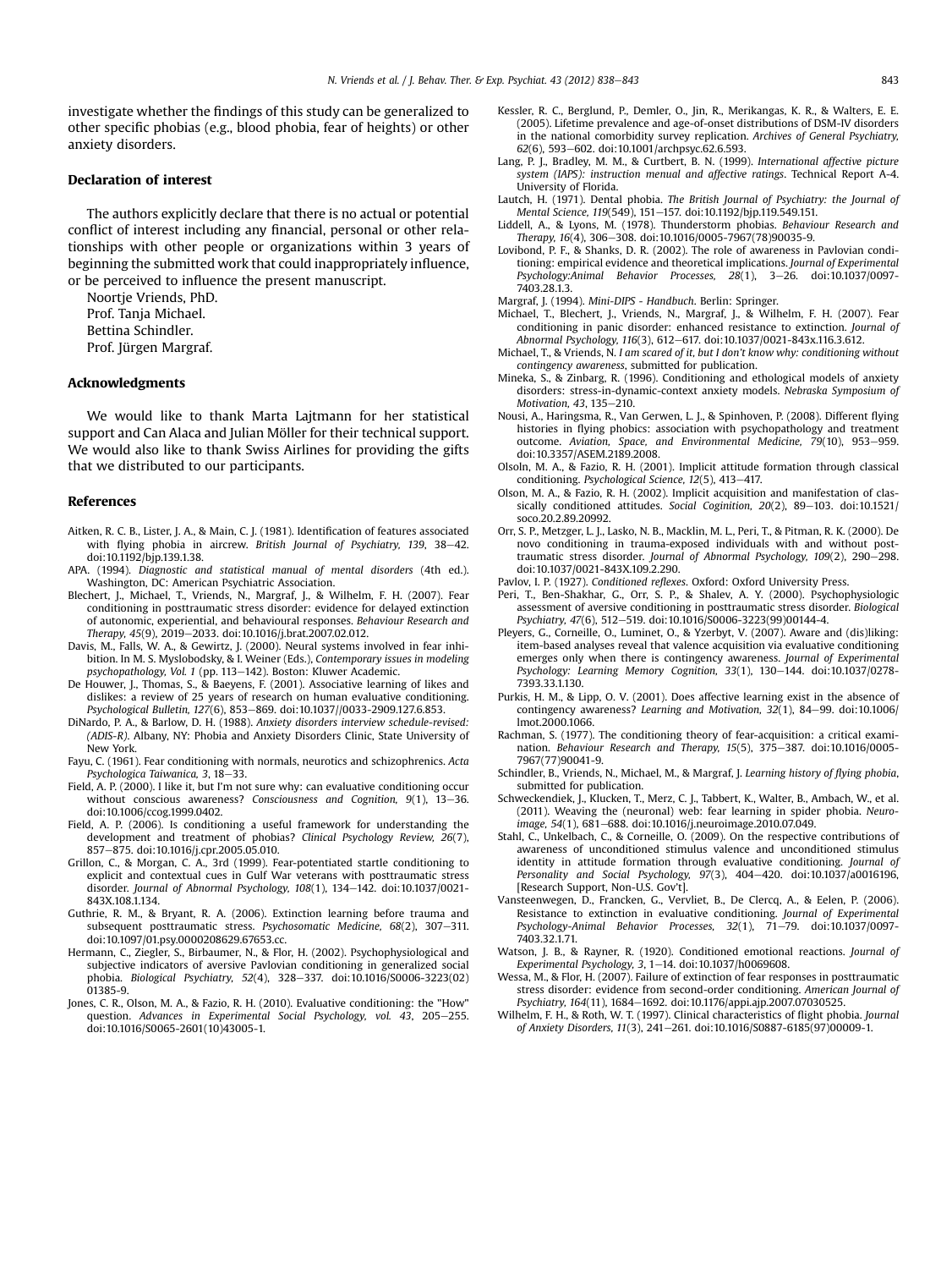investigate whether the findings of this study can be generalized to other specific phobias (e.g., blood phobia, fear of heights) or other anxiety disorders.

## Declaration of interest

The authors explicitly declare that there is no actual or potential conflict of interest including any financial, personal or other relationships with other people or organizations within 3 years of beginning the submitted work that could inappropriately influence, or be perceived to influence the present manuscript.

Noortje Vriends, PhD.
Prof. Tanja Michael.
Bettina Schindler.
Prof. Jürgen Margraf.

## Acknowledgments

We would like to thank Marta Lajtmann for her statistical support and Can Alaca and Julian Möller for their technical support. We would also like to thank Swiss Airlines for providing the gifts that we distributed to our participants.

## References

Aitken, R. C. B., Lister, J. A., & Main, C. J. (1981). Identification of features associated with flying phobia in aircrew. *British Journal of Psychiatry, 139*, 38–42. doi:10.1192/bjp.139.1.38.

APA. (1994). *Diagnostic and statistical manual of mental disorders* (4th ed.). Washington, DC: American Psychiatric Association.

Blechert, J., Michael, T., Vriends, N., Margraf, J., & Wilhelm, F. H. (2007). Fear conditioning in posttraumatic stress disorder: evidence for delayed extinction of autonomic, experiential, and behavioural responses. *Behaviour Research and Therapy, 45*(9), 2019–2033. doi:10.1016/j.brat.2007.02.012.

Davis, M., Falls, W. A., & Gewirtz, J. (2000). Neural systems involved in fear inhibition. In M. S. Myslobodsky, & I. Weiner (Eds.), *Contemporary issues in modeling psychopathology, Vol. 1* (pp. 113–142). Boston: Kluwer Academic.

De Houwer, J., Thomas, S., & Baeyens, F. (2001). Associative learning of likes and dislikes: a review of 25 years of research on human evaluative conditioning. *Psychological Bulletin, 127*(6), 853–869. doi:10.1037//0033-2909.127.6.853.

DiNardo, P. A., & Barlow, D. H. (1988). *Anxiety disorders interview schedule-revised: (ADIS-R)*. Albany, NY: Phobia and Anxiety Disorders Clinic, State University of New York.

Fayu, C. (1961). Fear conditioning with normals, neurotics and schizophrenics. *Acta Psychologica Taiwanica, 3*, 18–33.

Field, A. P. (2000). I like it, but I'm not sure why: can evaluative conditioning occur without conscious awareness? *Consciousness and Cognition, 9*(1), 13–36. doi:10.1006/ccog.1999.0402.

Field, A. P. (2006). Is conditioning a useful framework for understanding the development and treatment of phobias? *Clinical Psychology Review, 26*(7), 857–875. doi:10.1016/j.cpr.2005.05.010.

Grillon, C., & Morgan, C. A., 3rd (1999). Fear-potentiated startle conditioning to explicit and contextual cues in Gulf War veterans with posttraumatic stress disorder. *Journal of Abnormal Psychology, 108*(1), 134–142. doi:10.1037/0021-843X.108.1.134.

Guthrie, R. M., & Bryant, R. A. (2006). Extinction learning before trauma and subsequent posttraumatic stress. *Psychosomatic Medicine, 68*(2), 307–311. doi:10.1097/01.psy.0000208629.67653.cc.

Hermann, C., Ziegler, S., Birbaumer, N., & Flor, H. (2002). Psychophysiological and subjective indicators of aversive Pavlovian conditioning in generalized social phobia. *Biological Psychiatry, 52*(4), 328–337. doi:10.1016/S0006-3223(02)01385-9.

Jones, C. R., Olson, M. A., & Fazio, R. H. (2010). Evaluative conditioning: the "How" question. *Advances in Experimental Social Psychology, vol. 43*, 205–255. doi:10.1016/S0065-2601(10)43005-1.

Kessler, R. C., Berglund, P., Demler, O., Jin, R., Merikangas, K. R., & Walters, E. E. (2005). Lifetime prevalence and age-of-onset distributions of DSM-IV disorders in the national comorbidity survey replication. *Archives of General Psychiatry, 62*(6), 593–602. doi:10.1001/archpsyc.62.6.593.

Lang, P. J., Bradley, M. M., & Curtbert, B. N. (1999). *International affective picture system (IAPS): instruction menual and affective ratings*. Technical Report A-4. University of Florida.

Lautch, H. (1971). Dental phobia. *The British Journal of Psychiatry: the Journal of Mental Science, 119*(549), 151–157. doi:10.1192/bjp.119.549.151.

Liddell, A., & Lyons, M. (1978). Thunderstorm phobias. *Behaviour Research and Therapy, 16*(4), 306–308. doi:10.1016/0005-7967(78)90035-9.

Lovibond, P. F., & Shanks, D. R. (2002). The role of awareness in Pavlovian conditioning: empirical evidence and theoretical implications. *Journal of Experimental Psychology:Animal Behavior Processes, 28*(1), 3–26. doi:10.1037/0097-7403.28.1.3.

Margraf, J. (1994). *Mini-DIPS - Handbuch*. Berlin: Springer.

Michael, T., Blechert, J., Vriends, N., Margraf, J., & Wilhelm, F. H. (2007). Fear conditioning in panic disorder: enhanced resistance to extinction. *Journal of Abnormal Psychology, 116*(3), 612–617. doi:10.1037/0021-843x.116.3.612.

Michael, T., & Vriends, N. *I am scared of it, but I don't know why: conditioning without contingency awareness*, submitted for publication.

Mineka, S., & Zinbarg, R. (1996). Conditioning and ethological models of anxiety disorders: stress-in-dynamic-context anxiety models. *Nebraska Symposium of Motivation, 43*, 135–210.

Nousi, A., Haringsma, R., Van Gerwen, L. J., & Spinhoven, P. (2008). Different flying histories in flying phobics: association with psychopathology and treatment outcome. *Aviation, Space, and Environmental Medicine, 79*(10), 953–959. doi:10.3357/ASEM.2189.2008.

Olsoln, M. A., & Fazio, R. H. (2001). Implicit attitude formation through classical conditioning. *Psychological Science, 12*(5), 413–417.

Olson, M. A., & Fazio, R. H. (2002). Implicit acquisition and manifestation of classically conditioned attitudes. *Social Coginition, 20*(2), 89–103. doi:10.1521/soco.20.2.89.20992.

Orr, S. P., Metzger, L. J., Lasko, N. B., Macklin, M. L., Peri, T., & Pitman, R. K. (2000). De novo conditioning in trauma-exposed individuals with and without posttraumatic stress disorder. *Journal of Abnormal Psychology, 109*(2), 290–298. doi:10.1037/0021-843X.109.2.290.

Pavlov, I. P. (1927). *Conditioned reflexes*. Oxford: Oxford University Press.

Peri, T., Ben-Shakhar, G., Orr, S. P., & Shalev, A. Y. (2000). Psychophysiologic assessment of aversive conditioning in posttraumatic stress disorder. *Biological Psychiatry, 47*(6), 512–519. doi:10.1016/S0006-3223(99)00144-4.

Pleyers, G., Corneille, O., Luminet, O., & Yzerbyt, V. (2007). Aware and (dis)liking: item-based analyses reveal that valence acquisition via evaluative conditioning emerges only when there is contingency awareness. *Journal of Experimental Psychology: Learning Memory Cognition, 33*(1), 130–144. doi:10.1037/0278-7393.33.1.130.

Purkis, H. M., & Lipp, O. V. (2001). Does affective learning exist in the absence of contingency awareness? *Learning and Motivation, 32*(1), 84–99. doi:10.1006/lmot.2000.1066.

Rachman, S. (1977). The conditioning theory of fear-acquisition: a critical examination. *Behaviour Research and Therapy, 15*(5), 375–387. doi:10.1016/0005-7967(77)90041-9.

Schindler, B., Vriends, N., Michael, M., & Margraf, J. *Learning history of flying phobia*, submitted for publication.

Schweckendiek, J., Klucken, T., Merz, C. J., Tabbert, K., Walter, B., Ambach, W., et al. (2011). Weaving the (neuronal) web: fear learning in spider phobia. *NeuroImage, 54*(1), 681–688. doi:10.1016/j.neuroimage.2010.07.049.

Stahl, C., Unkelbach, C., & Corneille, O. (2009). On the respective contributions of awareness of unconditioned stimulus valence and unconditioned stimulus identity in attitude formation through evaluative conditioning. *Journal of Personality and Social Psychology, 97*(3), 404–420. doi:10.1037/a0016196, [Research Support, Non-U.S. Gov't].

Vansteenwegen, D., Francken, G., Vervliet, B., De Clercq, A., & Eelen, P. (2006). Resistance to extinction in evaluative conditioning. *Journal of Experimental Psychology-Animal Behavior Processes, 32*(1), 71–79. doi:10.1037/0097-7403.32.1.71.

Watson, J. B., & Rayner, R. (1920). Conditioned emotional reactions. *Journal of Experimental Psychology, 3*, 1–14. doi:10.1037/h0069608.

Wessa, M., & Flor, H. (2007). Failure of extinction of fear responses in posttraumatic stress disorder: evidence from second-order conditioning. *American Journal of Psychiatry, 164*(11), 1684–1692. doi:10.1176/appi.ajp.2007.07030525.

Wilhelm, F. H., & Roth, W. T. (1997). Clinical characteristics of flight phobia. *Journal of Anxiety Disorders, 11*(3), 241–261. doi:10.1016/S0887-6185(97)00009-1.